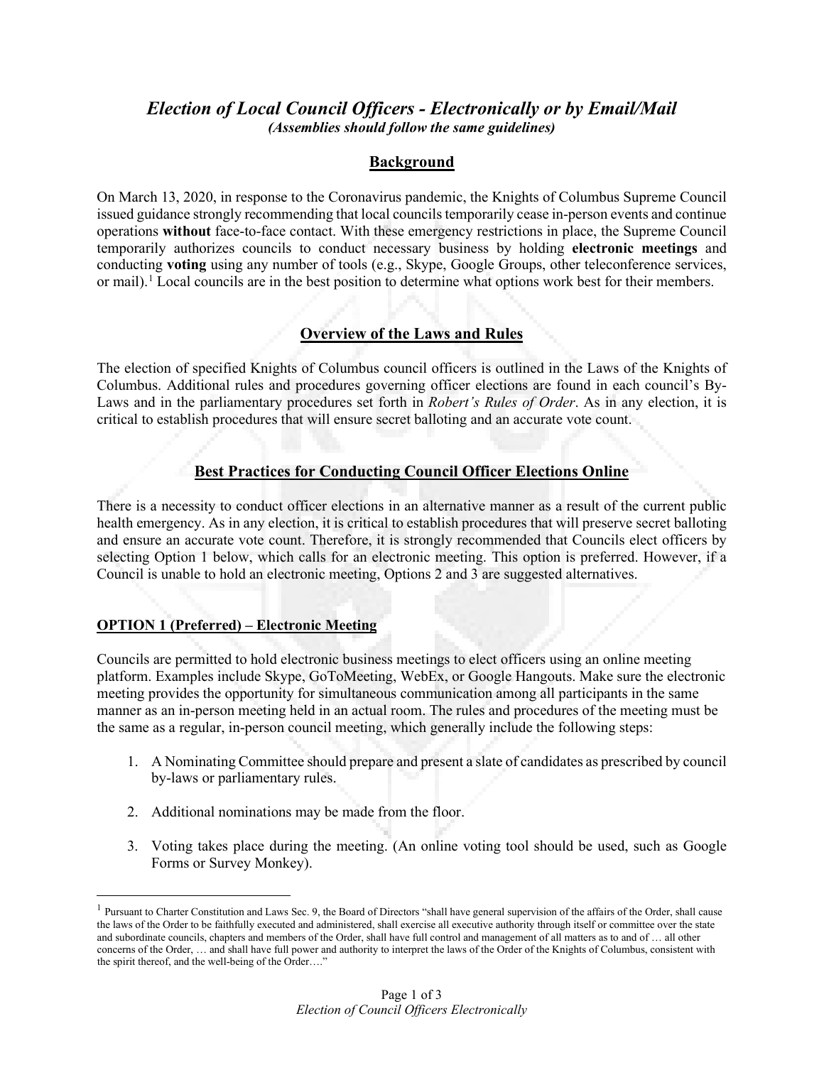# *Election of Local Council Officers - Electronically or by Email/Mail*

***(Assemblies should follow the same guidelines)***

## Background

On March 13, 2020, in response to the Coronavirus pandemic, the Knights of Columbus Supreme Council issued guidance strongly recommending that local councils temporarily cease in-person events and continue operations **without** face-to-face contact. With these emergency restrictions in place, the Supreme Council temporarily authorizes councils to conduct necessary business by holding **electronic meetings** and conducting **voting** using any number of tools (e.g., Skype, Google Groups, other teleconference services, or mail).[1] Local councils are in the best position to determine what options work best for their members.

## Overview of the Laws and Rules

The election of specified Knights of Columbus council officers is outlined in the Laws of the Knights of Columbus. Additional rules and procedures governing officer elections are found in each council's By-Laws and in the parliamentary procedures set forth in *Robert's Rules of Order*. As in any election, it is critical to establish procedures that will ensure secret balloting and an accurate vote count.

## Best Practices for Conducting Council Officer Elections Online

There is a necessity to conduct officer elections in an alternative manner as a result of the current public health emergency. As in any election, it is critical to establish procedures that will preserve secret balloting and ensure an accurate vote count. Therefore, it is strongly recommended that Councils elect officers by selecting Option 1 below, which calls for an electronic meeting. This option is preferred. However, if a Council is unable to hold an electronic meeting, Options 2 and 3 are suggested alternatives.

### OPTION 1 (Preferred) – Electronic Meeting

Councils are permitted to hold electronic business meetings to elect officers using an online meeting platform. Examples include Skype, GoToMeeting, WebEx, or Google Hangouts. Make sure the electronic meeting provides the opportunity for simultaneous communication among all participants in the same manner as an in-person meeting held in an actual room. The rules and procedures of the meeting must be the same as a regular, in-person council meeting, which generally include the following steps:

1. A Nominating Committee should prepare and present a slate of candidates as prescribed by council by-laws or parliamentary rules.
2. Additional nominations may be made from the floor.
3. Voting takes place during the meeting. (An online voting tool should be used, such as Google Forms or Survey Monkey).

---

[1] Pursuant to Charter Constitution and Laws Sec. 9, the Board of Directors "shall have general supervision of the affairs of the Order, shall cause the laws of the Order to be faithfully executed and administered, shall exercise all executive authority through itself or committee over the state and subordinate councils, chapters and members of the Order, shall have full control and management of all matters as to and of … all other concerns of the Order, … and shall have full power and authority to interpret the laws of the Order of the Knights of Columbus, consistent with the spirit thereof, and the well-being of the Order…."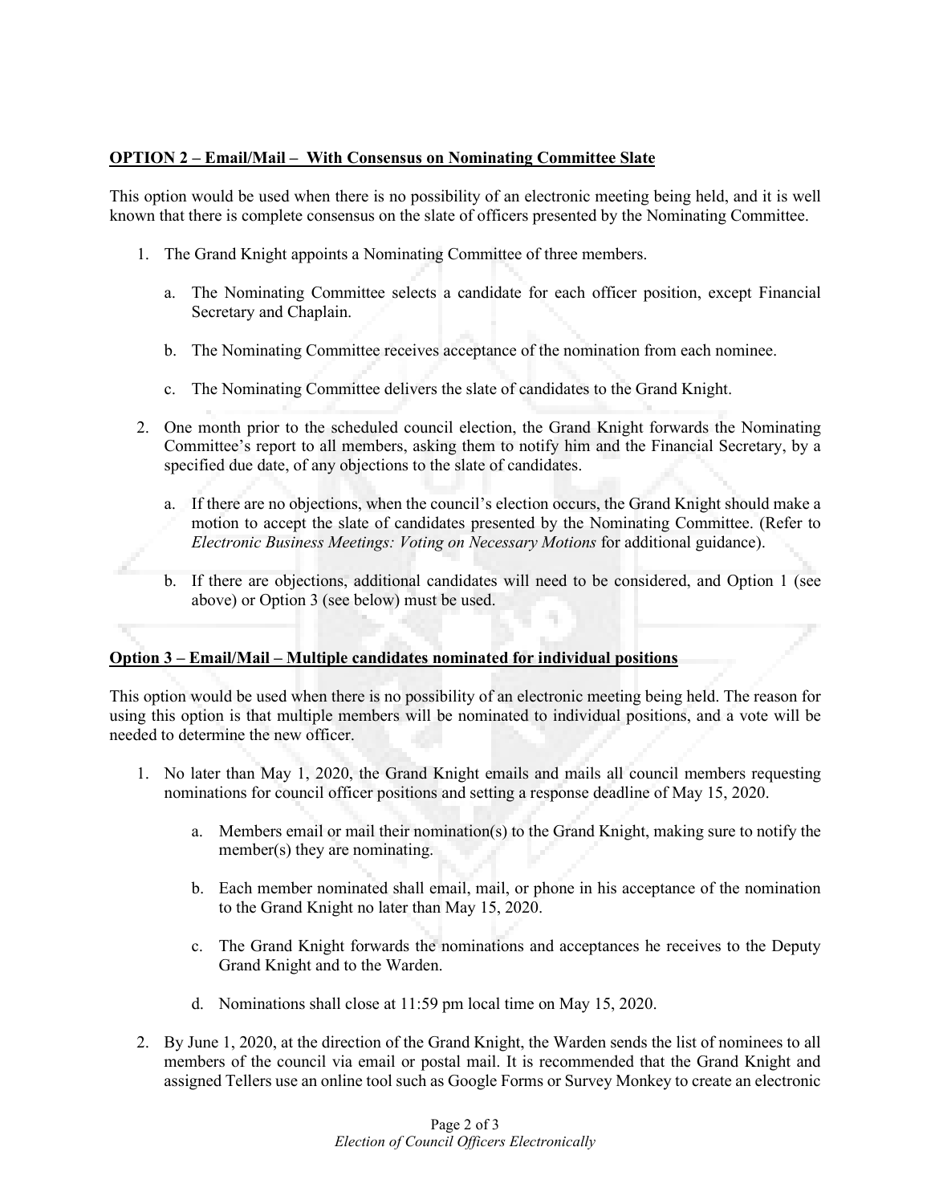**OPTION 2 – Email/Mail – With Consensus on Nominating Committee Slate**

This option would be used when there is no possibility of an electronic meeting being held, and it is well known that there is complete consensus on the slate of officers presented by the Nominating Committee.

1. The Grand Knight appoints a Nominating Committee of three members.

   a. The Nominating Committee selects a candidate for each officer position, except Financial Secretary and Chaplain.

   b. The Nominating Committee receives acceptance of the nomination from each nominee.

   c. The Nominating Committee delivers the slate of candidates to the Grand Knight.

2. One month prior to the scheduled council election, the Grand Knight forwards the Nominating Committee's report to all members, asking them to notify him and the Financial Secretary, by a specified due date, of any objections to the slate of candidates.

   a. If there are no objections, when the council's election occurs, the Grand Knight should make a motion to accept the slate of candidates presented by the Nominating Committee. (Refer to *Electronic Business Meetings: Voting on Necessary Motions* for additional guidance).

   b. If there are objections, additional candidates will need to be considered, and Option 1 (see above) or Option 3 (see below) must be used.

**Option 3 – Email/Mail – Multiple candidates nominated for individual positions**

This option would be used when there is no possibility of an electronic meeting being held. The reason for using this option is that multiple members will be nominated to individual positions, and a vote will be needed to determine the new officer.

1. No later than May 1, 2020, the Grand Knight emails and mails all council members requesting nominations for council officer positions and setting a response deadline of May 15, 2020.

   a. Members email or mail their nomination(s) to the Grand Knight, making sure to notify the member(s) they are nominating.

   b. Each member nominated shall email, mail, or phone in his acceptance of the nomination to the Grand Knight no later than May 15, 2020.

   c. The Grand Knight forwards the nominations and acceptances he receives to the Deputy Grand Knight and to the Warden.

   d. Nominations shall close at 11:59 pm local time on May 15, 2020.

2. By June 1, 2020, at the direction of the Grand Knight, the Warden sends the list of nominees to all members of the council via email or postal mail. It is recommended that the Grand Knight and assigned Tellers use an online tool such as Google Forms or Survey Monkey to create an electronic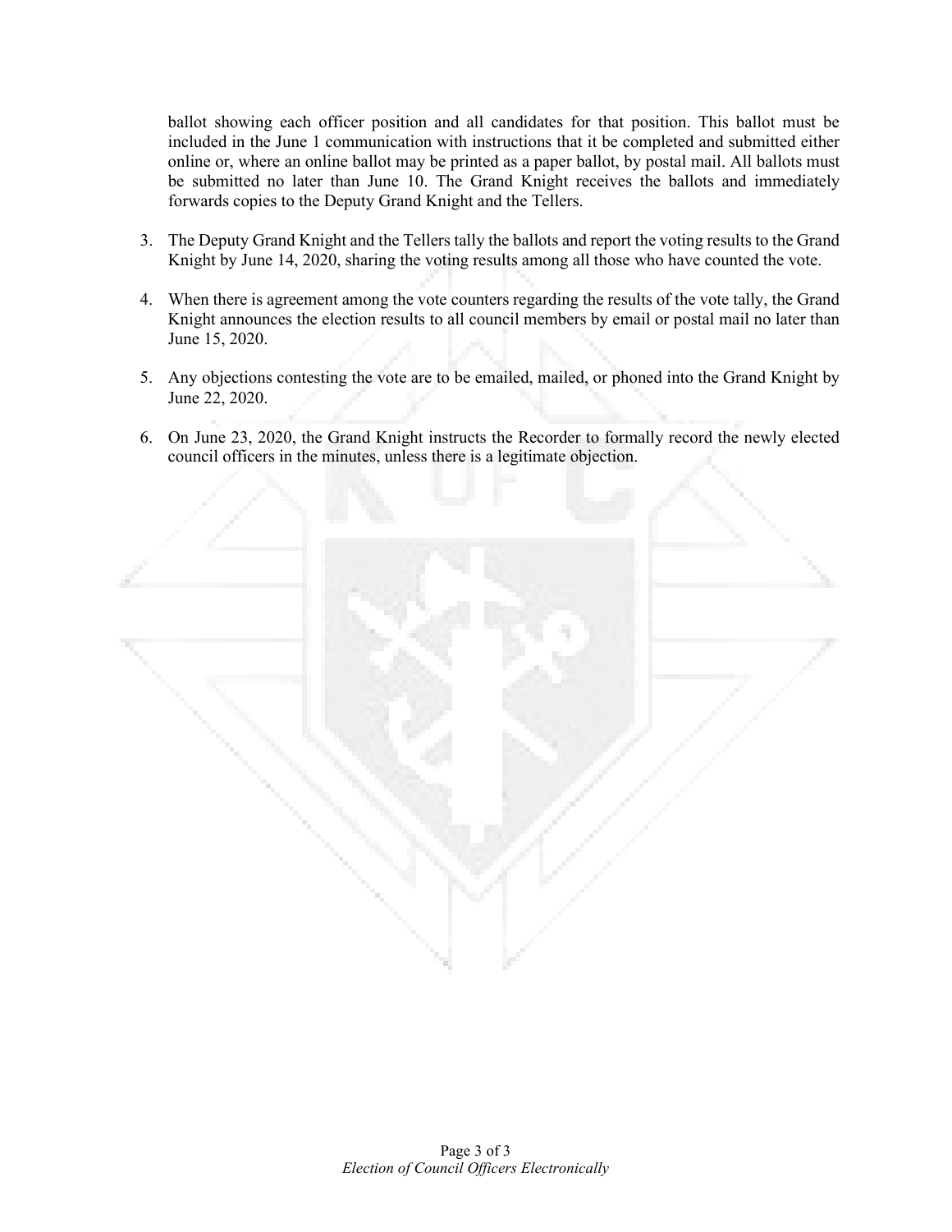ballot showing each officer position and all candidates for that position. This ballot must be included in the June 1 communication with instructions that it be completed and submitted either online or, where an online ballot may be printed as a paper ballot, by postal mail. All ballots must be submitted no later than June 10. The Grand Knight receives the ballots and immediately forwards copies to the Deputy Grand Knight and the Tellers.

3. The Deputy Grand Knight and the Tellers tally the ballots and report the voting results to the Grand Knight by June 14, 2020, sharing the voting results among all those who have counted the vote.

4. When there is agreement among the vote counters regarding the results of the vote tally, the Grand Knight announces the election results to all council members by email or postal mail no later than June 15, 2020.

5. Any objections contesting the vote are to be emailed, mailed, or phoned into the Grand Knight by June 22, 2020.

6. On June 23, 2020, the Grand Knight instructs the Recorder to formally record the newly elected council officers in the minutes, unless there is a legitimate objection.